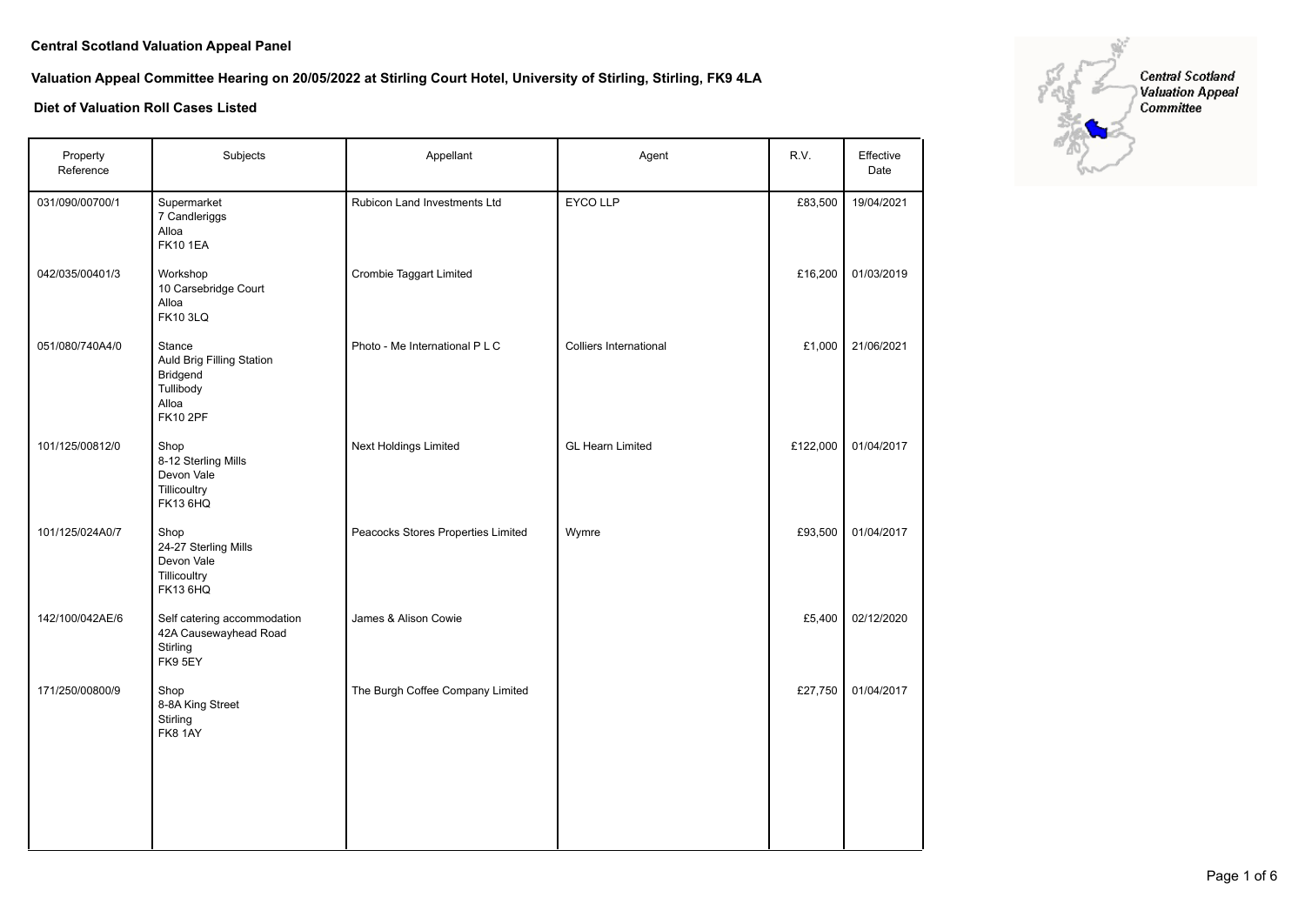**Central Scotland Valuation Appeal Panel**

**Valuation Appeal Committee Hearing on 20/05/2022 at Stirling Court Hotel, University of Stirling, Stirling, FK9 4LA**

**Diet of Valuation Roll Cases Listed**

Central Scotland Valuation Appeal Committee

| Property Reference | Subjects | Appellant | Agent | R.V. | Effective Date |
|---|---|---|---|---|---|
| 031/090/00700/1 | Supermarket<br>7 Candleriggs<br>Alloa<br>FK10 1EA | Rubicon Land Investments Ltd | EYCO LLP | £83,500 | 19/04/2021 |
| 042/035/00401/3 | Workshop<br>10 Carsebridge Court<br>Alloa<br>FK10 3LQ | Crombie Taggart Limited | | £16,200 | 01/03/2019 |
| 051/080/740A4/0 | Stance<br>Auld Brig Filling Station<br>Bridgend<br>Tullibody<br>Alloa<br>FK10 2PF | Photo - Me International P L C | Colliers International | £1,000 | 21/06/2021 |
| 101/125/00812/0 | Shop<br>8-12 Sterling Mills<br>Devon Vale<br>Tillicoultry<br>FK13 6HQ | Next Holdings Limited | GL Hearn Limited | £122,000 | 01/04/2017 |
| 101/125/024A0/7 | Shop<br>24-27 Sterling Mills<br>Devon Vale<br>Tillicoultry<br>FK13 6HQ | Peacocks Stores Properties Limited | Wymre | £93,500 | 01/04/2017 |
| 142/100/042AE/6 | Self catering accommodation<br>42A Causewayhead Road<br>Stirling<br>FK9 5EY | James & Alison Cowie | | £5,400 | 02/12/2020 |
| 171/250/00800/9 | Shop<br>8-8A King Street<br>Stirling<br>FK8 1AY | The Burgh Coffee Company Limited | | £27,750 | 01/04/2017 |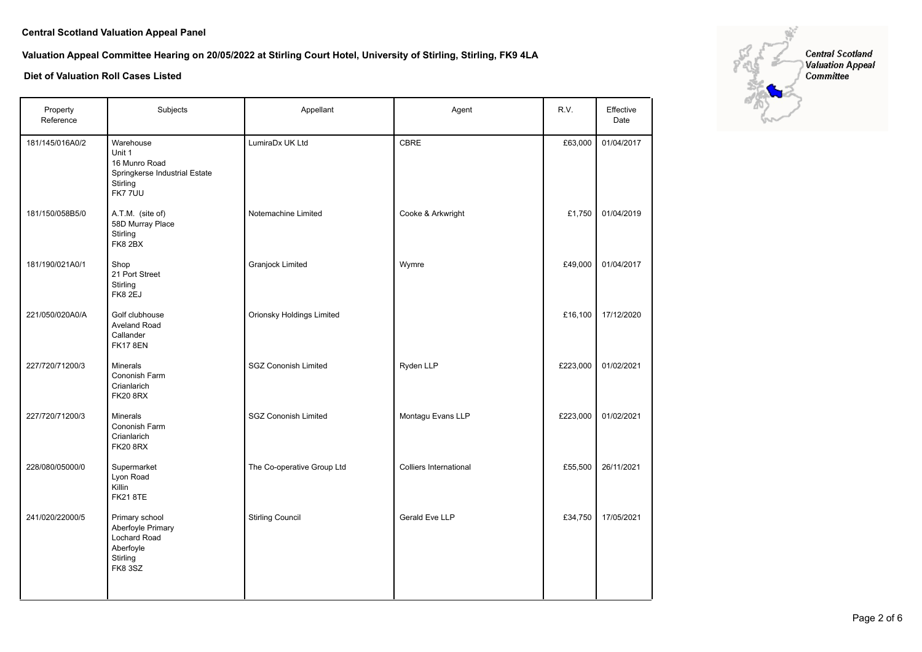**Central Scotland Valuation Appeal Panel**

**Valuation Appeal Committee Hearing on 20/05/2022 at Stirling Court Hotel, University of Stirling, Stirling, FK9 4LA**

**Diet of Valuation Roll Cases Listed**

Central Scotland Valuation Appeal Committee

| Property Reference | Subjects | Appellant | Agent | R.V. | Effective Date |
|---|---|---|---|---|---|
| 181/145/016A0/2 | Warehouse<br>Unit 1<br>16 Munro Road<br>Springkerse Industrial Estate<br>Stirling<br>FK7 7UU | LumiraDx UK Ltd | CBRE | £63,000 | 01/04/2017 |
| 181/150/058B5/0 | A.T.M. (site of)<br>58D Murray Place<br>Stirling<br>FK8 2BX | Notemachine Limited | Cooke & Arkwright | £1,750 | 01/04/2019 |
| 181/190/021A0/1 | Shop<br>21 Port Street<br>Stirling<br>FK8 2EJ | Granjock Limited | Wymre | £49,000 | 01/04/2017 |
| 221/050/020A0/A | Golf clubhouse<br>Aveland Road<br>Callander<br>FK17 8EN | Orionsky Holdings Limited | | £16,100 | 17/12/2020 |
| 227/720/71200/3 | Minerals<br>Cononish Farm<br>Crianlarich<br>FK20 8RX | SGZ Cononish Limited | Ryden LLP | £223,000 | 01/02/2021 |
| 227/720/71200/3 | Minerals<br>Cononish Farm<br>Crianlarich<br>FK20 8RX | SGZ Cononish Limited | Montagu Evans LLP | £223,000 | 01/02/2021 |
| 228/080/05000/0 | Supermarket<br>Lyon Road<br>Killin<br>FK21 8TE | The Co-operative Group Ltd | Colliers International | £55,500 | 26/11/2021 |
| 241/020/22000/5 | Primary school<br>Aberfoyle Primary<br>Lochard Road<br>Aberfoyle<br>Stirling<br>FK8 3SZ | Stirling Council | Gerald Eve LLP | £34,750 | 17/05/2021 |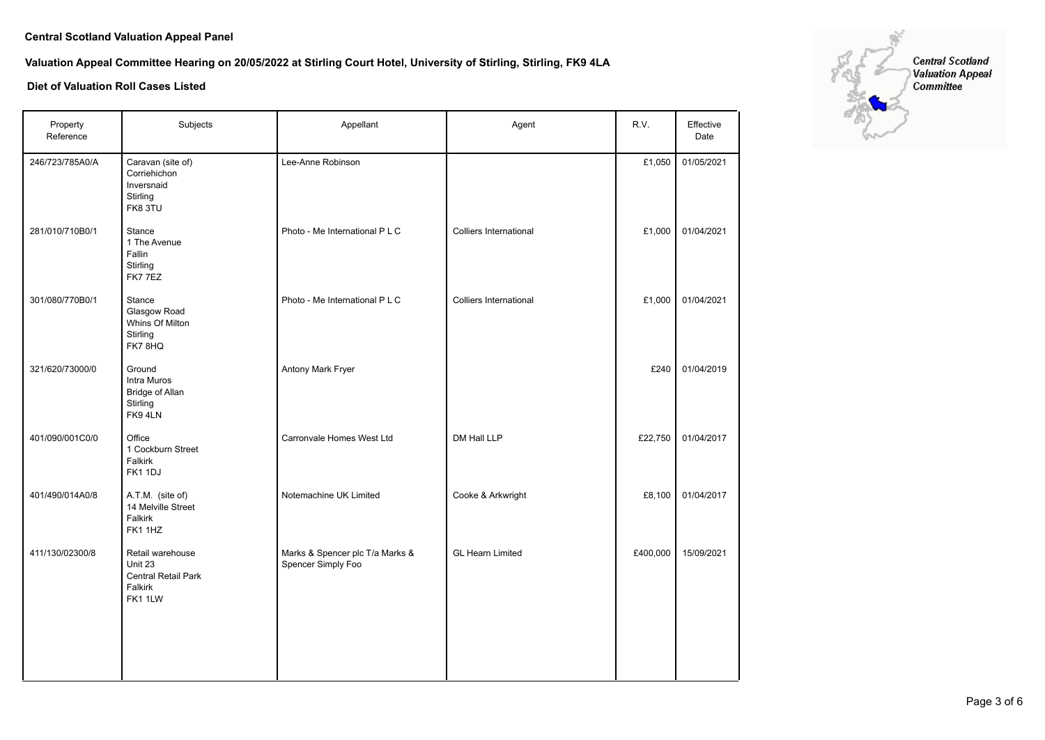**Central Scotland Valuation Appeal Panel**

**Valuation Appeal Committee Hearing on 20/05/2022 at Stirling Court Hotel, University of Stirling, Stirling, FK9 4LA**

**Diet of Valuation Roll Cases Listed**

Central Scotland Valuation Appeal Committee

| Property Reference | Subjects | Appellant | Agent | R.V. | Effective Date |
|---|---|---|---|---|---|
| 246/723/785A0/A | Caravan (site of)<br>Corriehichon<br>Inversnaid<br>Stirling<br>FK8 3TU | Lee-Anne Robinson | | £1,050 | 01/05/2021 |
| 281/010/710B0/1 | Stance<br>1 The Avenue<br>Fallin<br>Stirling<br>FK7 7EZ | Photo - Me International P L C | Colliers International | £1,000 | 01/04/2021 |
| 301/080/770B0/1 | Stance<br>Glasgow Road<br>Whins Of Milton<br>Stirling<br>FK7 8HQ | Photo - Me International P L C | Colliers International | £1,000 | 01/04/2021 |
| 321/620/73000/0 | Ground<br>Intra Muros<br>Bridge of Allan<br>Stirling<br>FK9 4LN | Antony Mark Fryer | | £240 | 01/04/2019 |
| 401/090/001C0/0 | Office<br>1 Cockburn Street<br>Falkirk<br>FK1 1DJ | Carronvale Homes West Ltd | DM Hall LLP | £22,750 | 01/04/2017 |
| 401/490/014A0/8 | A.T.M. (site of)<br>14 Melville Street<br>Falkirk<br>FK1 1HZ | Notemachine UK Limited | Cooke & Arkwright | £8,100 | 01/04/2017 |
| 411/130/02300/8 | Retail warehouse<br>Unit 23<br>Central Retail Park<br>Falkirk<br>FK1 1LW | Marks & Spencer plc T/a Marks & Spencer Simply Foo | GL Hearn Limited | £400,000 | 15/09/2021 |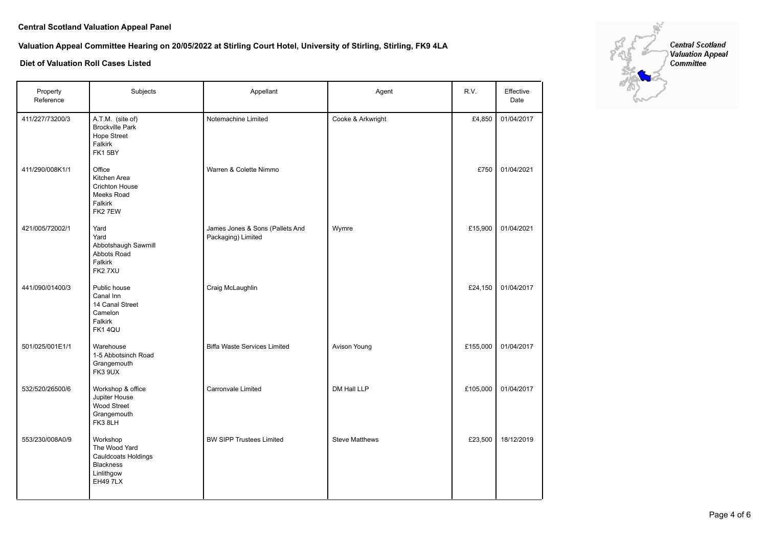**Central Scotland Valuation Appeal Panel**

**Valuation Appeal Committee Hearing on 20/05/2022 at Stirling Court Hotel, University of Stirling, Stirling, FK9 4LA**

**Diet of Valuation Roll Cases Listed**

| Property Reference | Subjects | Appellant | Agent | R.V. | Effective Date |
|---|---|---|---|---|---|
| 411/227/73200/3 | A.T.M. (site of) Brockville Park Hope Street Falkirk FK1 5BY | Notemachine Limited | Cooke & Arkwright | £4,850 | 01/04/2017 |
| 411/290/008K1/1 | Office Kitchen Area Crichton House Meeks Road Falkirk FK2 7EW | Warren & Colette Nimmo | | £750 | 01/04/2021 |
| 421/005/72002/1 | Yard Yard Abbotshaugh Sawmill Abbots Road Falkirk FK2 7XU | James Jones & Sons (Pallets And Packaging) Limited | Wymre | £15,900 | 01/04/2021 |
| 441/090/01400/3 | Public house Canal Inn 14 Canal Street Camelon Falkirk FK1 4QU | Craig McLaughlin | | £24,150 | 01/04/2017 |
| 501/025/001E1/1 | Warehouse 1-5 Abbotsinch Road Grangemouth FK3 9UX | Biffa Waste Services Limited | Avison Young | £155,000 | 01/04/2017 |
| 532/520/26500/6 | Workshop & office Jupiter House Wood Street Grangemouth FK3 8LH | Carronvale Limited | DM Hall LLP | £105,000 | 01/04/2017 |
| 553/230/008A0/9 | Workshop The Wood Yard Cauldcoats Holdings Blackness Linlithgow EH49 7LX | BW SIPP Trustees Limited | Steve Matthews | £23,500 | 18/12/2019 |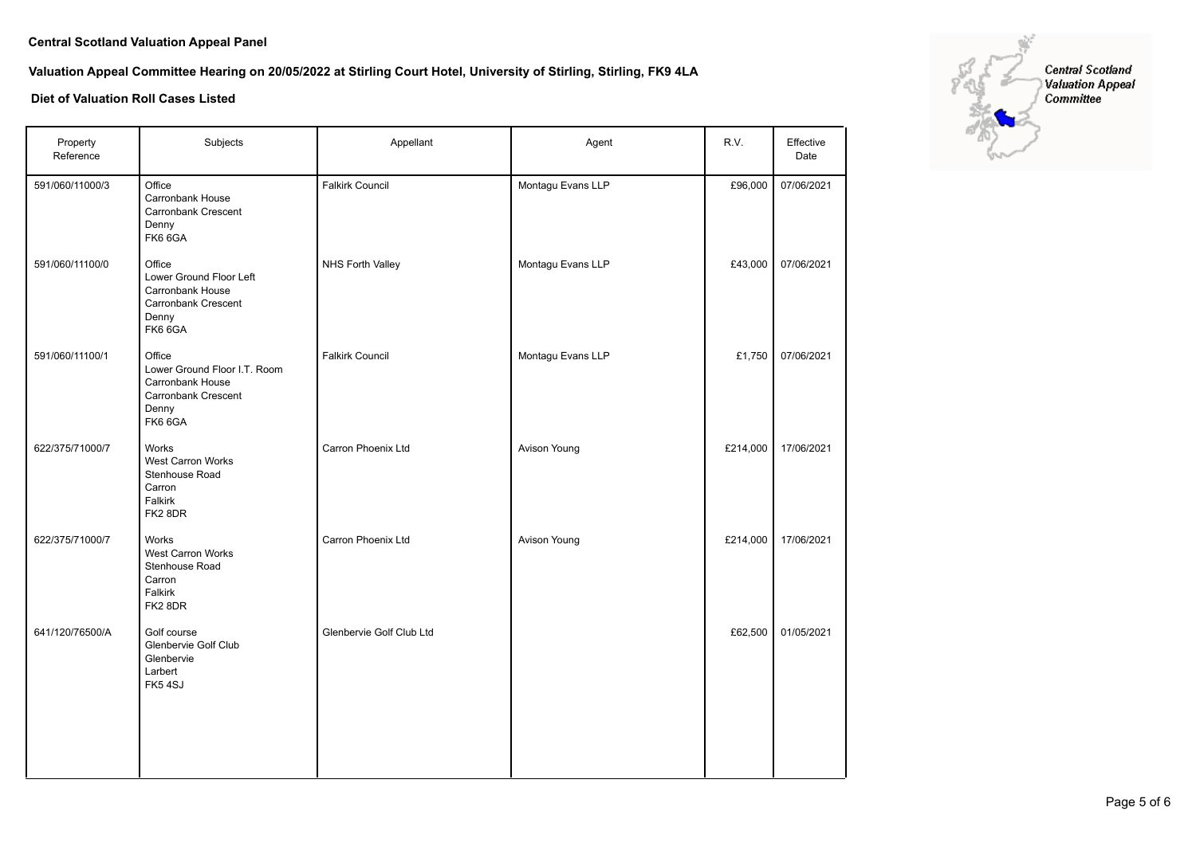**Central Scotland Valuation Appeal Panel**

**Valuation Appeal Committee Hearing on 20/05/2022 at Stirling Court Hotel, University of Stirling, Stirling, FK9 4LA**

**Diet of Valuation Roll Cases Listed**

Central Scotland Valuation Appeal Committee

| Property Reference | Subjects | Appellant | Agent | R.V. | Effective Date |
|---|---|---|---|---|---|
| 591/060/11000/3 | Office<br>Carronbank House<br>Carronbank Crescent<br>Denny<br>FK6 6GA | Falkirk Council | Montagu Evans LLP | £96,000 | 07/06/2021 |
| 591/060/11100/0 | Office<br>Lower Ground Floor Left<br>Carronbank House<br>Carronbank Crescent<br>Denny<br>FK6 6GA | NHS Forth Valley | Montagu Evans LLP | £43,000 | 07/06/2021 |
| 591/060/11100/1 | Office<br>Lower Ground Floor I.T. Room<br>Carronbank House<br>Carronbank Crescent<br>Denny<br>FK6 6GA | Falkirk Council | Montagu Evans LLP | £1,750 | 07/06/2021 |
| 622/375/71000/7 | Works<br>West Carron Works<br>Stenhouse Road<br>Carron<br>Falkirk<br>FK2 8DR | Carron Phoenix Ltd | Avison Young | £214,000 | 17/06/2021 |
| 622/375/71000/7 | Works<br>West Carron Works<br>Stenhouse Road<br>Carron<br>Falkirk<br>FK2 8DR | Carron Phoenix Ltd | Avison Young | £214,000 | 17/06/2021 |
| 641/120/76500/A | Golf course<br>Glenbervie Golf Club<br>Glenbervie<br>Larbert<br>FK5 4SJ | Glenbervie Golf Club Ltd | | £62,500 | 01/05/2021 |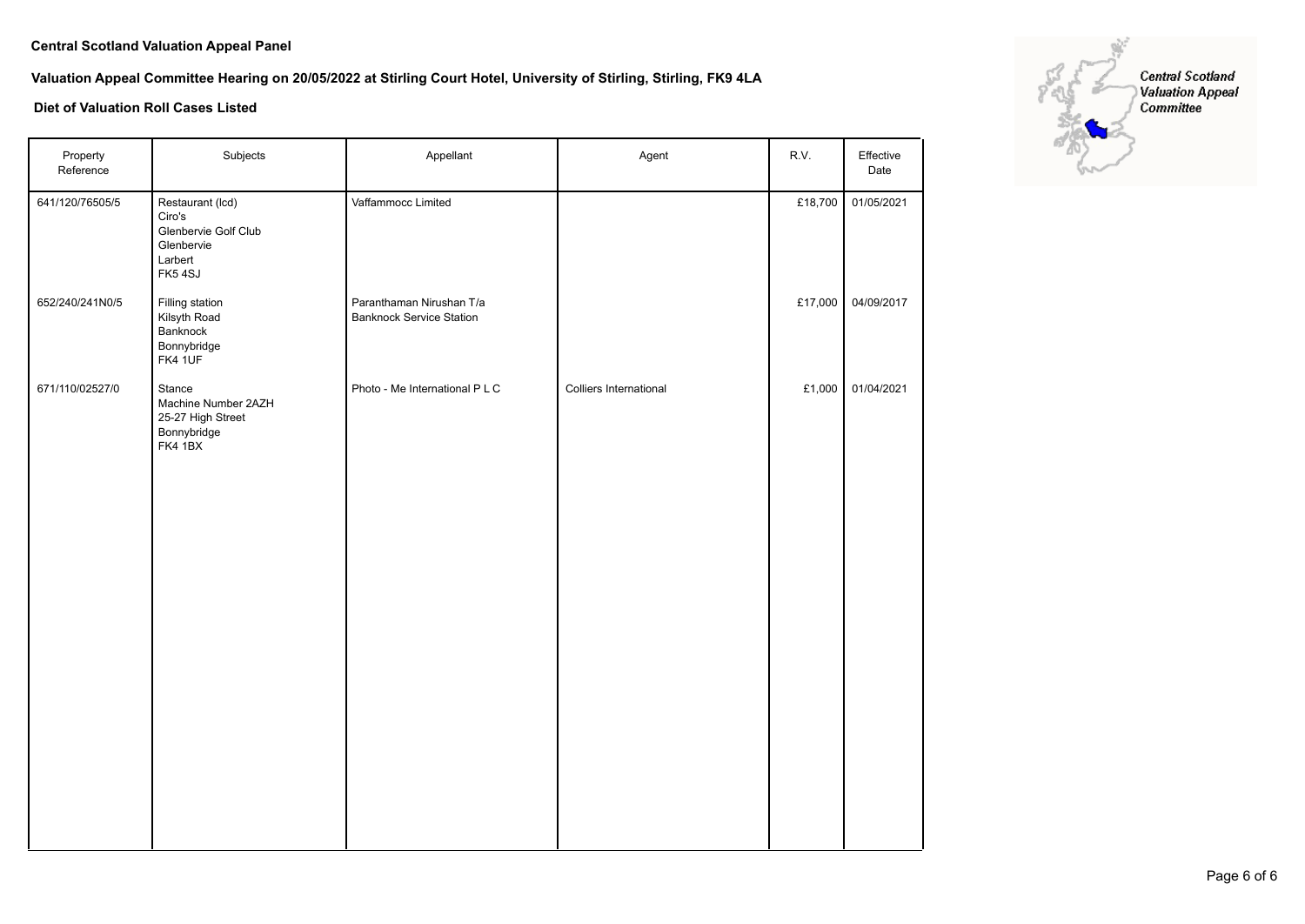**Central Scotland Valuation Appeal Panel**

**Valuation Appeal Committee Hearing on 20/05/2022 at Stirling Court Hotel, University of Stirling, Stirling, FK9 4LA**

**Diet of Valuation Roll Cases Listed**

Central Scotland Valuation Appeal Committee

| Property Reference | Subjects | Appellant | Agent | R.V. | Effective Date |
|---|---|---|---|---|---|
| 641/120/76505/5 | Restaurant (lcd)<br>Ciro's<br>Glenbervie Golf Club<br>Glenbervie<br>Larbert<br>FK5 4SJ | Vaffammocc Limited | | £18,700 | 01/05/2021 |
| 652/240/241N0/5 | Filling station<br>Kilsyth Road<br>Banknock<br>Bonnybridge<br>FK4 1UF | Paranthaman Nirushan T/a Banknock Service Station | | £17,000 | 04/09/2017 |
| 671/110/02527/0 | Stance<br>Machine Number 2AZH<br>25-27 High Street<br>Bonnybridge<br>FK4 1BX | Photo - Me International P L C | Colliers International | £1,000 | 01/04/2021 |